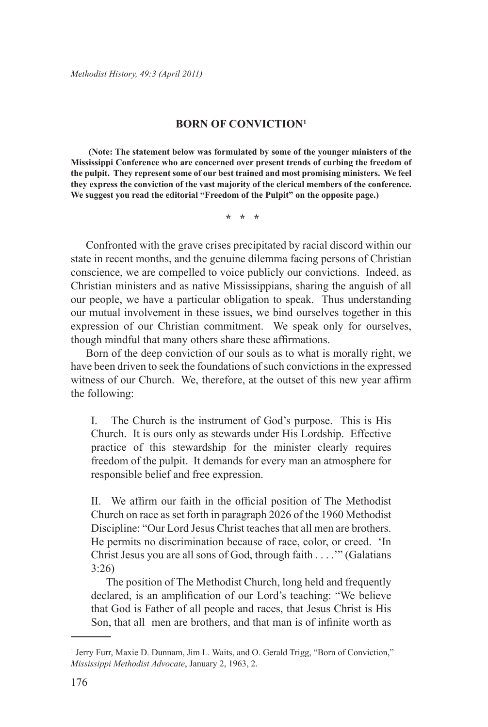## BORN OF CONVICTION[1]

**(Note: The statement below was formulated by some of the younger ministers of the Mississippi Conference who are concerned over present trends of curbing the freedom of the pulpit. They represent some of our best trained and most promising ministers. We feel they express the conviction of the vast majority of the clerical members of the conference. We suggest you read the editorial "Freedom of the Pulpit" on the opposite page.)**

\* \* \*

Confronted with the grave crises precipitated by racial discord within our state in recent months, and the genuine dilemma facing persons of Christian conscience, we are compelled to voice publicly our convictions. Indeed, as Christian ministers and as native Mississippians, sharing the anguish of all our people, we have a particular obligation to speak. Thus understanding our mutual involvement in these issues, we bind ourselves together in this expression of our Christian commitment. We speak only for ourselves, though mindful that many others share these affirmations.

Born of the deep conviction of our souls as to what is morally right, we have been driven to seek the foundations of such convictions in the expressed witness of our Church. We, therefore, at the outset of this new year affirm the following:

I. The Church is the instrument of God's purpose. This is His Church. It is ours only as stewards under His Lordship. Effective practice of this stewardship for the minister clearly requires freedom of the pulpit. It demands for every man an atmosphere for responsible belief and free expression.

II. We affirm our faith in the official position of The Methodist Church on race as set forth in paragraph 2026 of the 1960 Methodist Discipline: "Our Lord Jesus Christ teaches that all men are brothers. He permits no discrimination because of race, color, or creed. 'In Christ Jesus you are all sons of God, through faith . . . .'" (Galatians 3:26)

The position of The Methodist Church, long held and frequently declared, is an amplification of our Lord's teaching: "We believe that God is Father of all people and races, that Jesus Christ is His Son, that all men are brothers, and that man is of infinite worth as

---

[1] Jerry Furr, Maxie D. Dunnam, Jim L. Waits, and O. Gerald Trigg, "Born of Conviction," *Mississippi Methodist Advocate*, January 2, 1963, 2.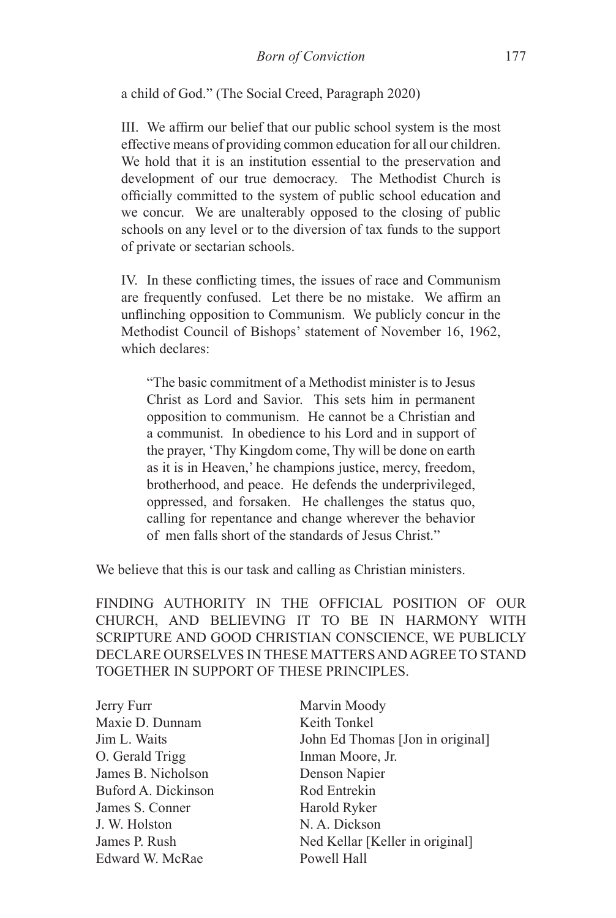a child of God." (The Social Creed, Paragraph 2020)

III. We affirm our belief that our public school system is the most effective means of providing common education for all our children. We hold that it is an institution essential to the preservation and development of our true democracy. The Methodist Church is officially committed to the system of public school education and we concur. We are unalterably opposed to the closing of public schools on any level or to the diversion of tax funds to the support of private or sectarian schools.

IV. In these conflicting times, the issues of race and Communism are frequently confused. Let there be no mistake. We affirm an unflinching opposition to Communism. We publicly concur in the Methodist Council of Bishops' statement of November 16, 1962, which declares:

> "The basic commitment of a Methodist minister is to Jesus Christ as Lord and Savior. This sets him in permanent opposition to communism. He cannot be a Christian and a communist. In obedience to his Lord and in support of the prayer, 'Thy Kingdom come, Thy will be done on earth as it is in Heaven,' he champions justice, mercy, freedom, brotherhood, and peace. He defends the underprivileged, oppressed, and forsaken. He challenges the status quo, calling for repentance and change wherever the behavior of men falls short of the standards of Jesus Christ."

We believe that this is our task and calling as Christian ministers.

FINDING AUTHORITY IN THE OFFICIAL POSITION OF OUR CHURCH, AND BELIEVING IT TO BE IN HARMONY WITH SCRIPTURE AND GOOD CHRISTIAN CONSCIENCE, WE PUBLICLY DECLARE OURSELVES IN THESE MATTERS AND AGREE TO STAND TOGETHER IN SUPPORT OF THESE PRINCIPLES.

Jerry Furr
Maxie D. Dunnam
Jim L. Waits
O. Gerald Trigg
James B. Nicholson
Buford A. Dickinson
James S. Conner
J. W. Holston
James P. Rush
Edward W. McRae
Marvin Moody
Keith Tonkel
John Ed Thomas [Jon in original]
Inman Moore, Jr.
Denson Napier
Rod Entrekin
Harold Ryker
N. A. Dickson
Ned Kellar [Keller in original]
Powell Hall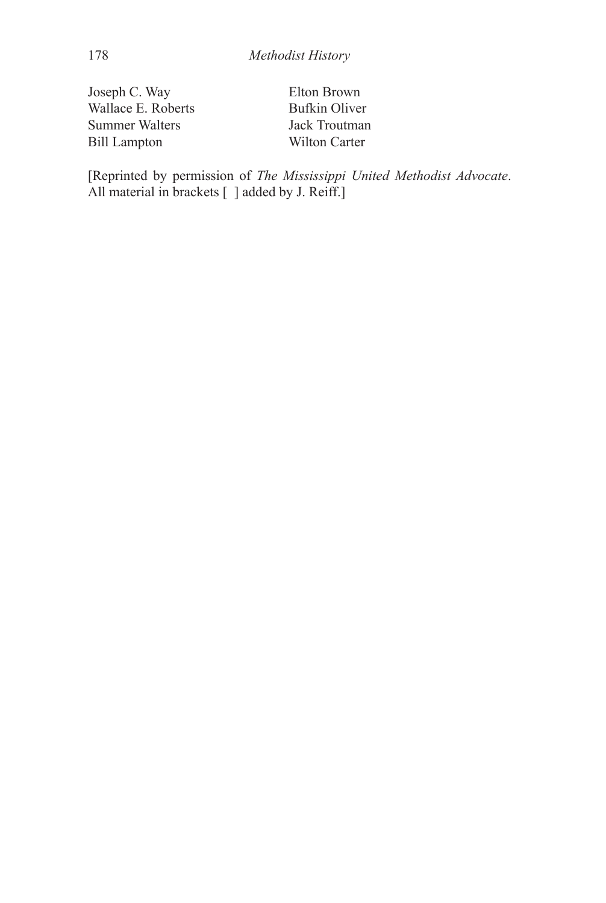| | |
|---|---|
| Joseph C. Way | Elton Brown |
| Wallace E. Roberts | Bufkin Oliver |
| Summer Walters | Jack Troutman |
| Bill Lampton | Wilton Carter |

[Reprinted by permission of *The Mississippi United Methodist Advocate*. All material in brackets [ ] added by J. Reiff.]